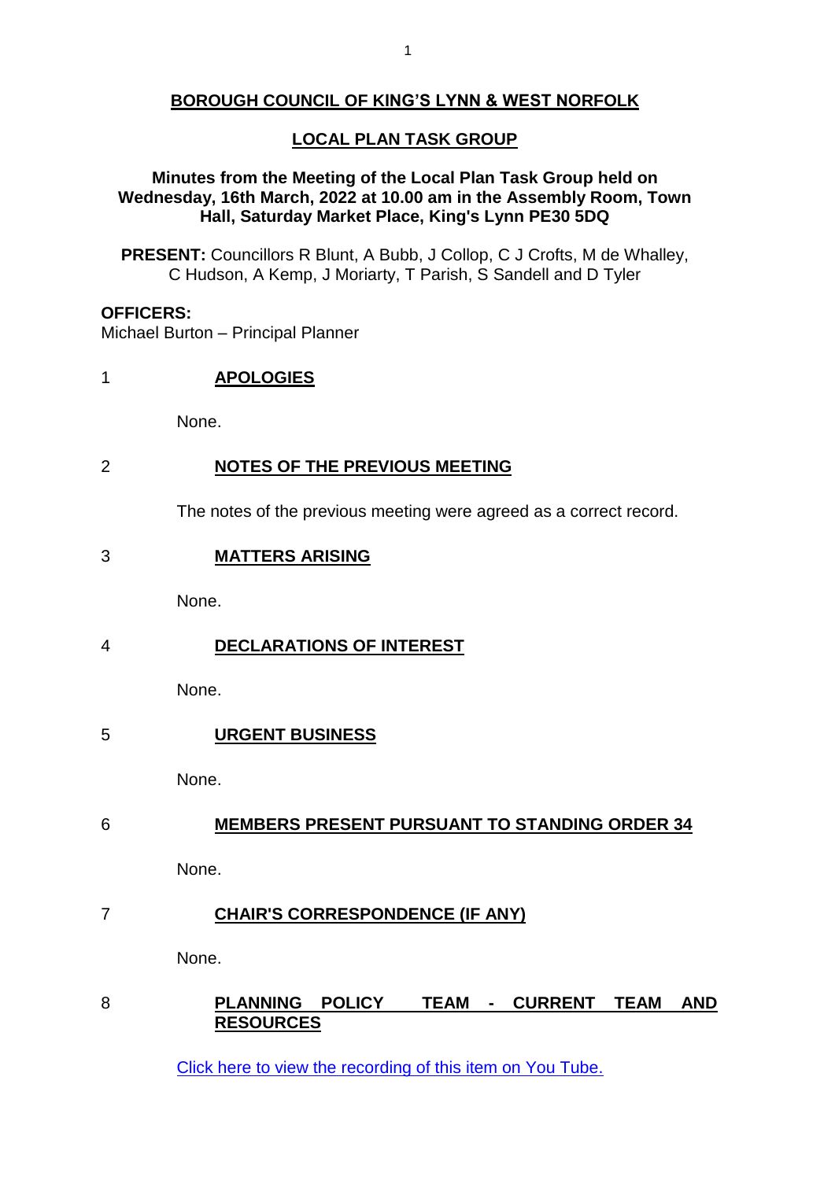# BOROUGH COUNCIL OF KING'S LYNN & WEST NORFOLK

## LOCAL PLAN TASK GROUP

**Minutes from the Meeting of the Local Plan Task Group held on Wednesday, 16th March, 2022 at 10.00 am in the Assembly Room, Town Hall, Saturday Market Place, King's Lynn PE30 5DQ**

**PRESENT:** Councillors R Blunt, A Bubb, J Collop, C J Crofts, M de Whalley, C Hudson, A Kemp, J Moriarty, T Parish, S Sandell and D Tyler

**OFFICERS:**
Michael Burton – Principal Planner

### 1 APOLOGIES

None.

### 2 NOTES OF THE PREVIOUS MEETING

The notes of the previous meeting were agreed as a correct record.

### 3 MATTERS ARISING

None.

### 4 DECLARATIONS OF INTEREST

None.

### 5 URGENT BUSINESS

None.

### 6 MEMBERS PRESENT PURSUANT TO STANDING ORDER 34

None.

### 7 CHAIR'S CORRESPONDENCE (IF ANY)

None.

### 8 PLANNING POLICY TEAM - CURRENT TEAM AND RESOURCES

Click here to view the recording of this item on You Tube.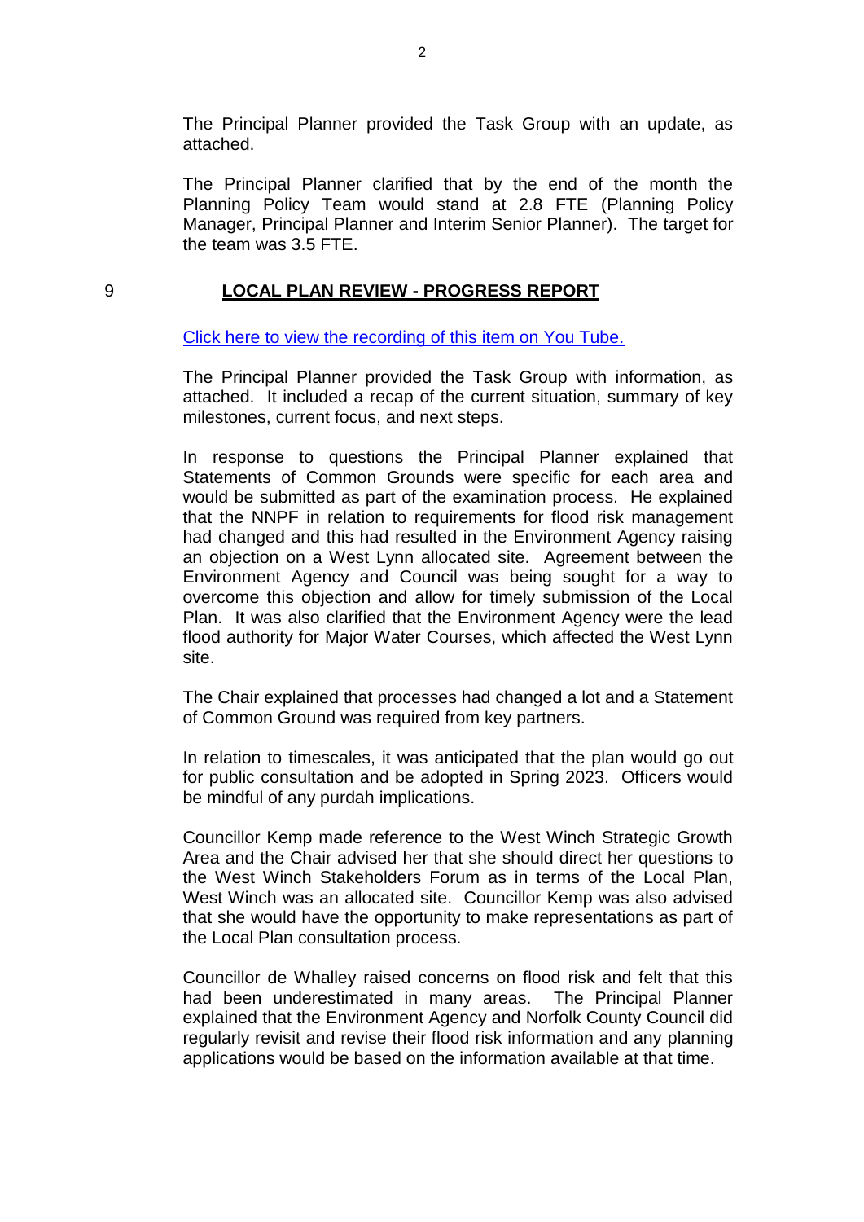The Principal Planner provided the Task Group with an update, as attached.

The Principal Planner clarified that by the end of the month the Planning Policy Team would stand at 2.8 FTE (Planning Policy Manager, Principal Planner and Interim Senior Planner). The target for the team was 3.5 FTE.

## 9 LOCAL PLAN REVIEW - PROGRESS REPORT

[Click here to view the recording of this item on You Tube.]

The Principal Planner provided the Task Group with information, as attached. It included a recap of the current situation, summary of key milestones, current focus, and next steps.

In response to questions the Principal Planner explained that Statements of Common Grounds were specific for each area and would be submitted as part of the examination process. He explained that the NNPF in relation to requirements for flood risk management had changed and this had resulted in the Environment Agency raising an objection on a West Lynn allocated site. Agreement between the Environment Agency and Council was being sought for a way to overcome this objection and allow for timely submission of the Local Plan. It was also clarified that the Environment Agency were the lead flood authority for Major Water Courses, which affected the West Lynn site.

The Chair explained that processes had changed a lot and a Statement of Common Ground was required from key partners.

In relation to timescales, it was anticipated that the plan would go out for public consultation and be adopted in Spring 2023. Officers would be mindful of any purdah implications.

Councillor Kemp made reference to the West Winch Strategic Growth Area and the Chair advised her that she should direct her questions to the West Winch Stakeholders Forum as in terms of the Local Plan, West Winch was an allocated site. Councillor Kemp was also advised that she would have the opportunity to make representations as part of the Local Plan consultation process.

Councillor de Whalley raised concerns on flood risk and felt that this had been underestimated in many areas. The Principal Planner explained that the Environment Agency and Norfolk County Council did regularly revisit and revise their flood risk information and any planning applications would be based on the information available at that time.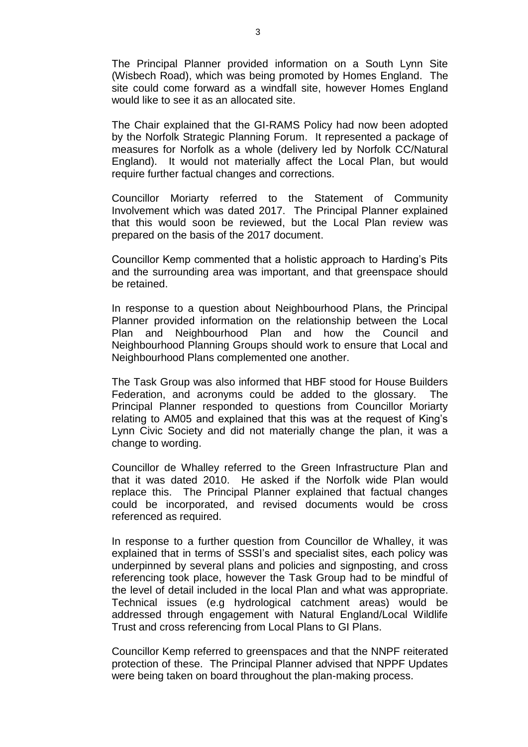The Principal Planner provided information on a South Lynn Site (Wisbech Road), which was being promoted by Homes England. The site could come forward as a windfall site, however Homes England would like to see it as an allocated site.

The Chair explained that the GI-RAMS Policy had now been adopted by the Norfolk Strategic Planning Forum. It represented a package of measures for Norfolk as a whole (delivery led by Norfolk CC/Natural England). It would not materially affect the Local Plan, but would require further factual changes and corrections.

Councillor Moriarty referred to the Statement of Community Involvement which was dated 2017. The Principal Planner explained that this would soon be reviewed, but the Local Plan review was prepared on the basis of the 2017 document.

Councillor Kemp commented that a holistic approach to Harding's Pits and the surrounding area was important, and that greenspace should be retained.

In response to a question about Neighbourhood Plans, the Principal Planner provided information on the relationship between the Local Plan and Neighbourhood Plan and how the Council and Neighbourhood Planning Groups should work to ensure that Local and Neighbourhood Plans complemented one another.

The Task Group was also informed that HBF stood for House Builders Federation, and acronyms could be added to the glossary. The Principal Planner responded to questions from Councillor Moriarty relating to AM05 and explained that this was at the request of King's Lynn Civic Society and did not materially change the plan, it was a change to wording.

Councillor de Whalley referred to the Green Infrastructure Plan and that it was dated 2010. He asked if the Norfolk wide Plan would replace this. The Principal Planner explained that factual changes could be incorporated, and revised documents would be cross referenced as required.

In response to a further question from Councillor de Whalley, it was explained that in terms of SSSI's and specialist sites, each policy was underpinned by several plans and policies and signposting, and cross referencing took place, however the Task Group had to be mindful of the level of detail included in the local Plan and what was appropriate. Technical issues (e.g hydrological catchment areas) would be addressed through engagement with Natural England/Local Wildlife Trust and cross referencing from Local Plans to GI Plans.

Councillor Kemp referred to greenspaces and that the NNPF reiterated protection of these. The Principal Planner advised that NPPF Updates were being taken on board throughout the plan-making process.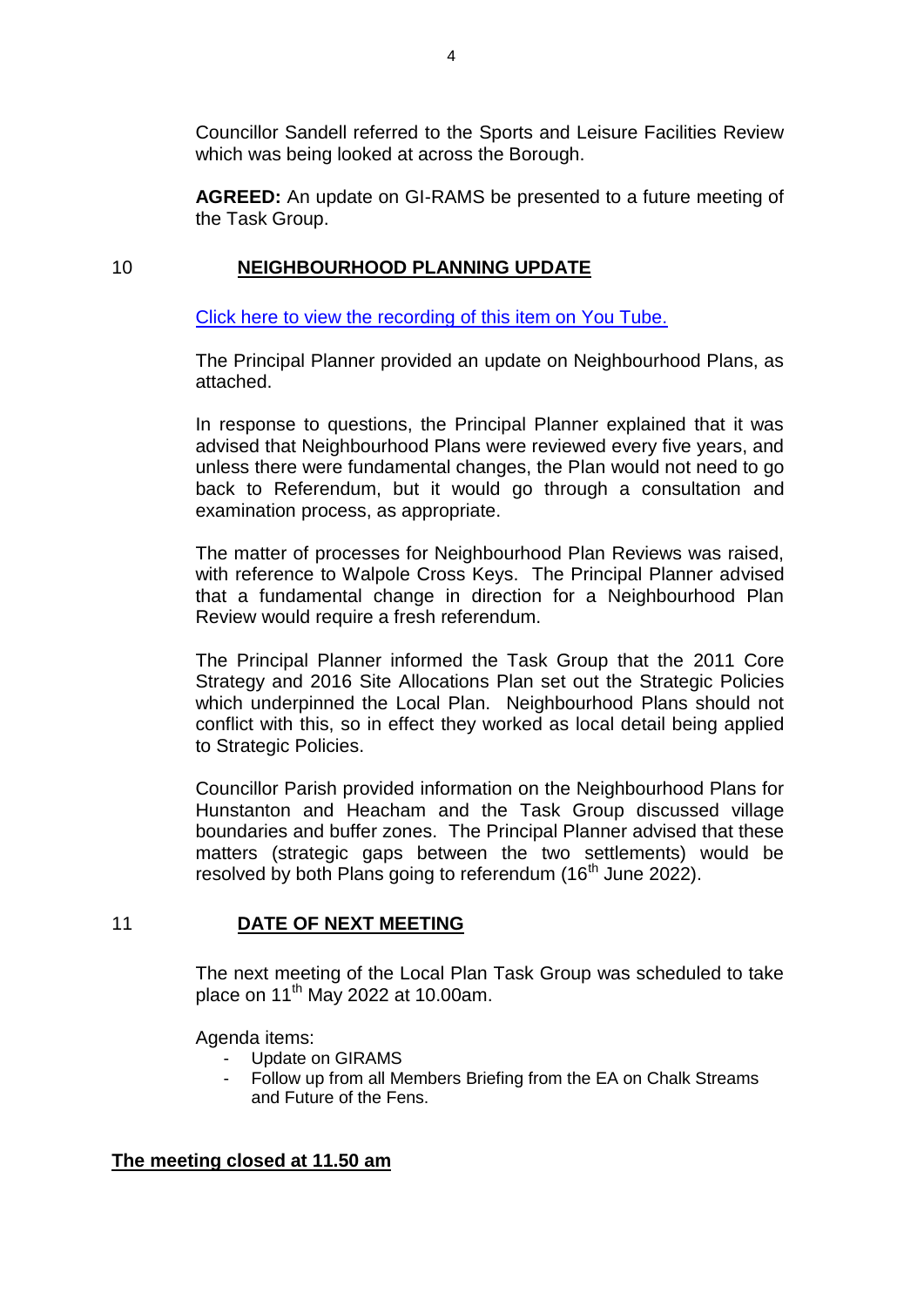Councillor Sandell referred to the Sports and Leisure Facilities Review which was being looked at across the Borough.

**AGREED:** An update on GI-RAMS be presented to a future meeting of the Task Group.

## 10 NEIGHBOURHOOD PLANNING UPDATE

[Click here to view the recording of this item on You Tube.]

The Principal Planner provided an update on Neighbourhood Plans, as attached.

In response to questions, the Principal Planner explained that it was advised that Neighbourhood Plans were reviewed every five years, and unless there were fundamental changes, the Plan would not need to go back to Referendum, but it would go through a consultation and examination process, as appropriate.

The matter of processes for Neighbourhood Plan Reviews was raised, with reference to Walpole Cross Keys. The Principal Planner advised that a fundamental change in direction for a Neighbourhood Plan Review would require a fresh referendum.

The Principal Planner informed the Task Group that the 2011 Core Strategy and 2016 Site Allocations Plan set out the Strategic Policies which underpinned the Local Plan. Neighbourhood Plans should not conflict with this, so in effect they worked as local detail being applied to Strategic Policies.

Councillor Parish provided information on the Neighbourhood Plans for Hunstanton and Heacham and the Task Group discussed village boundaries and buffer zones. The Principal Planner advised that these matters (strategic gaps between the two settlements) would be resolved by both Plans going to referendum (16th June 2022).

## 11 DATE OF NEXT MEETING

The next meeting of the Local Plan Task Group was scheduled to take place on 11th May 2022 at 10.00am.

Agenda items:

- Update on GIRAMS
- Follow up from all Members Briefing from the EA on Chalk Streams and Future of the Fens.

**The meeting closed at 11.50 am**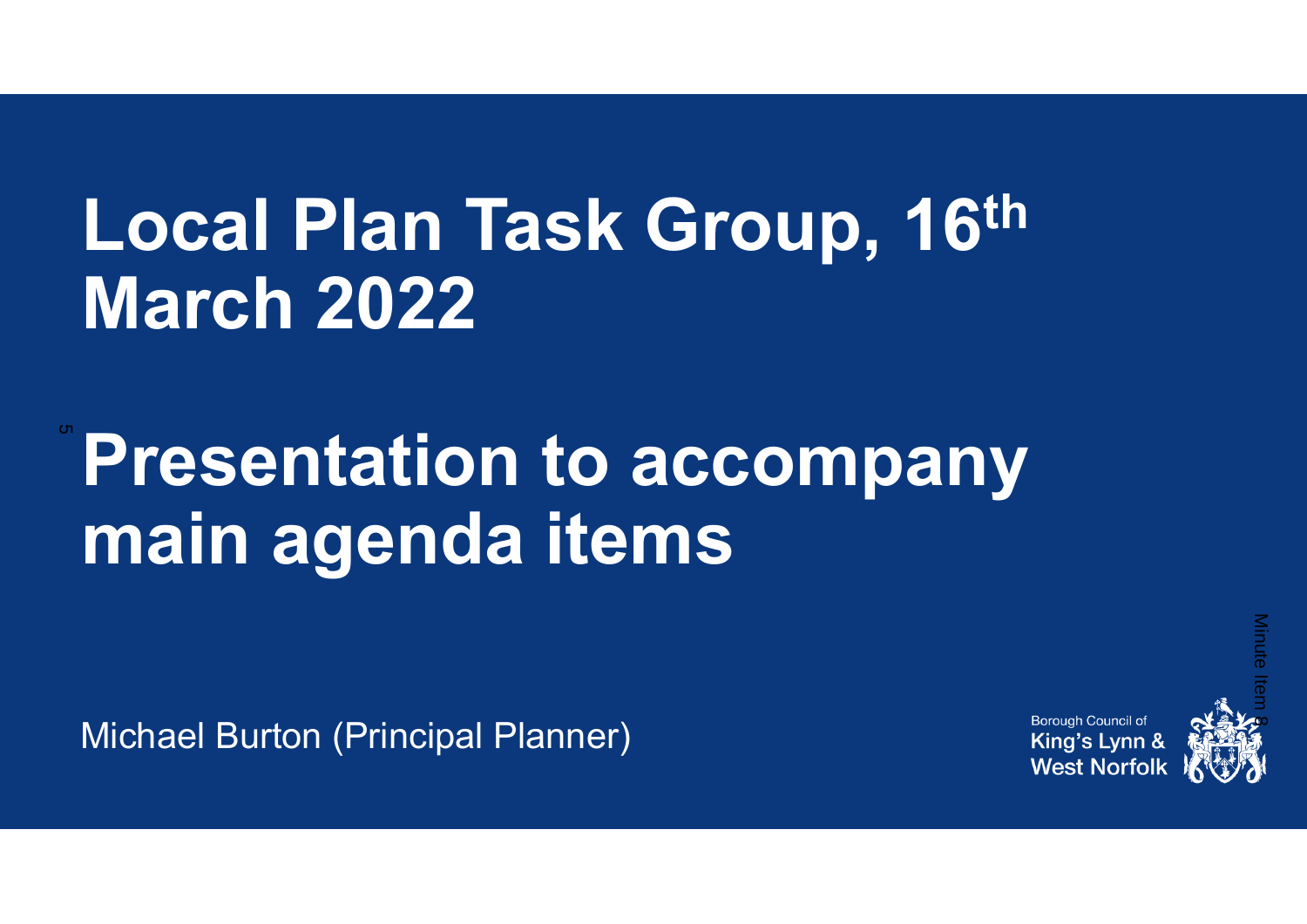# Local Plan Task Group, 16th March 2022

# Presentation to accompany main agenda items

Michael Burton (Principal Planner)

Borough Council of
King's Lynn &
West Norfolk

Minute Item 8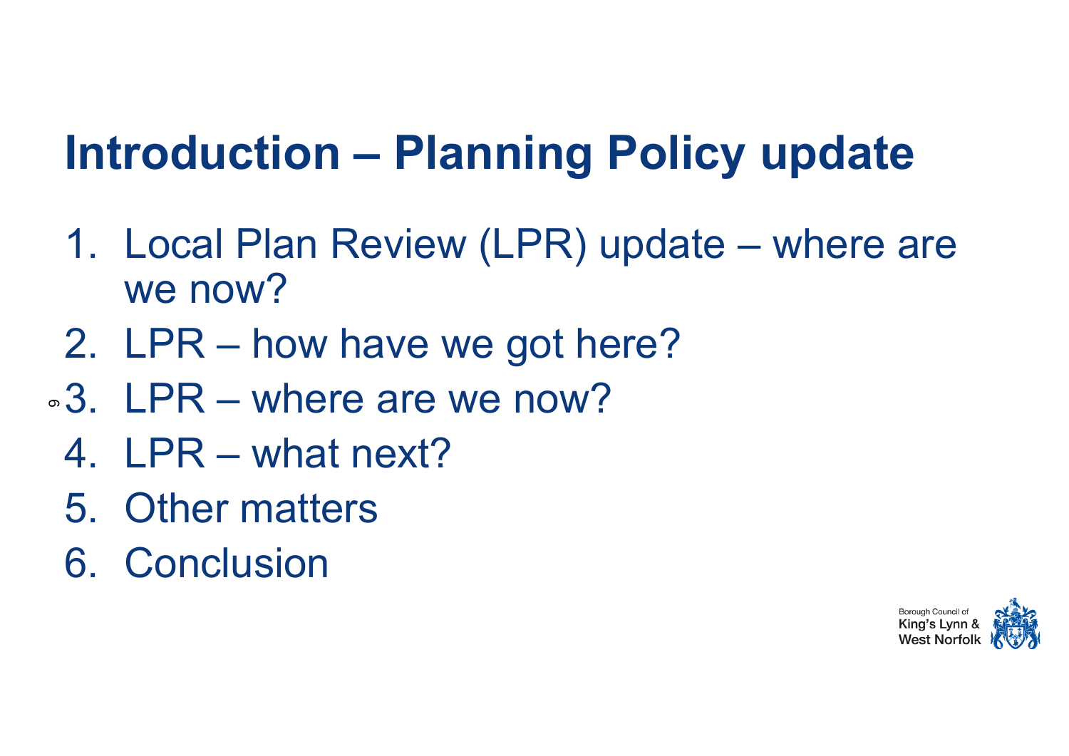# Introduction – Planning Policy update

1. Local Plan Review (LPR) update – where are we now?
2. LPR – how have we got here?
3. LPR – where are we now?
4. LPR – what next?
5. Other matters
6. Conclusion

Borough Council of King's Lynn & West Norfolk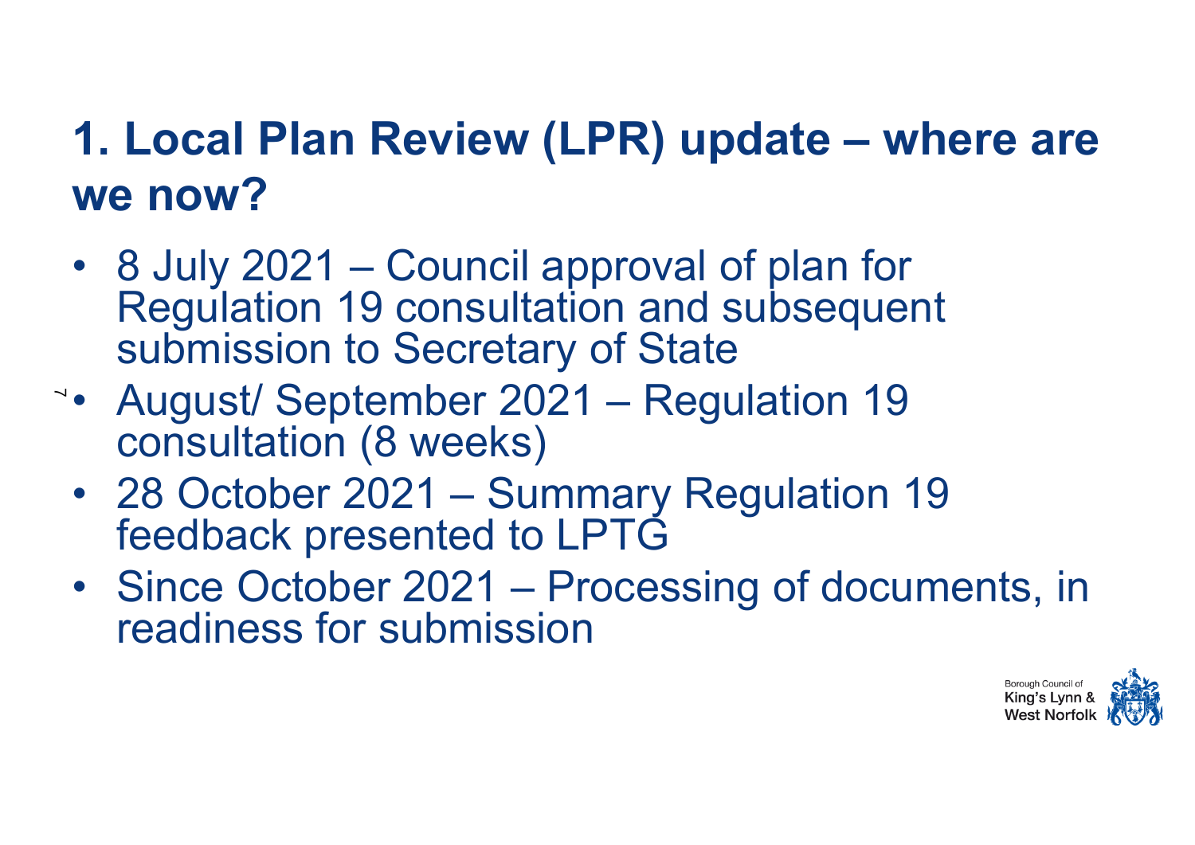# 1. Local Plan Review (LPR) update – where are we now?

- 8 July 2021 – Council approval of plan for Regulation 19 consultation and subsequent submission to Secretary of State
- August/ September 2021 – Regulation 19 consultation (8 weeks)
- 28 October 2021 – Summary Regulation 19 feedback presented to LPTG
- Since October 2021 – Processing of documents, in readiness for submission

Borough Council of King's Lynn & West Norfolk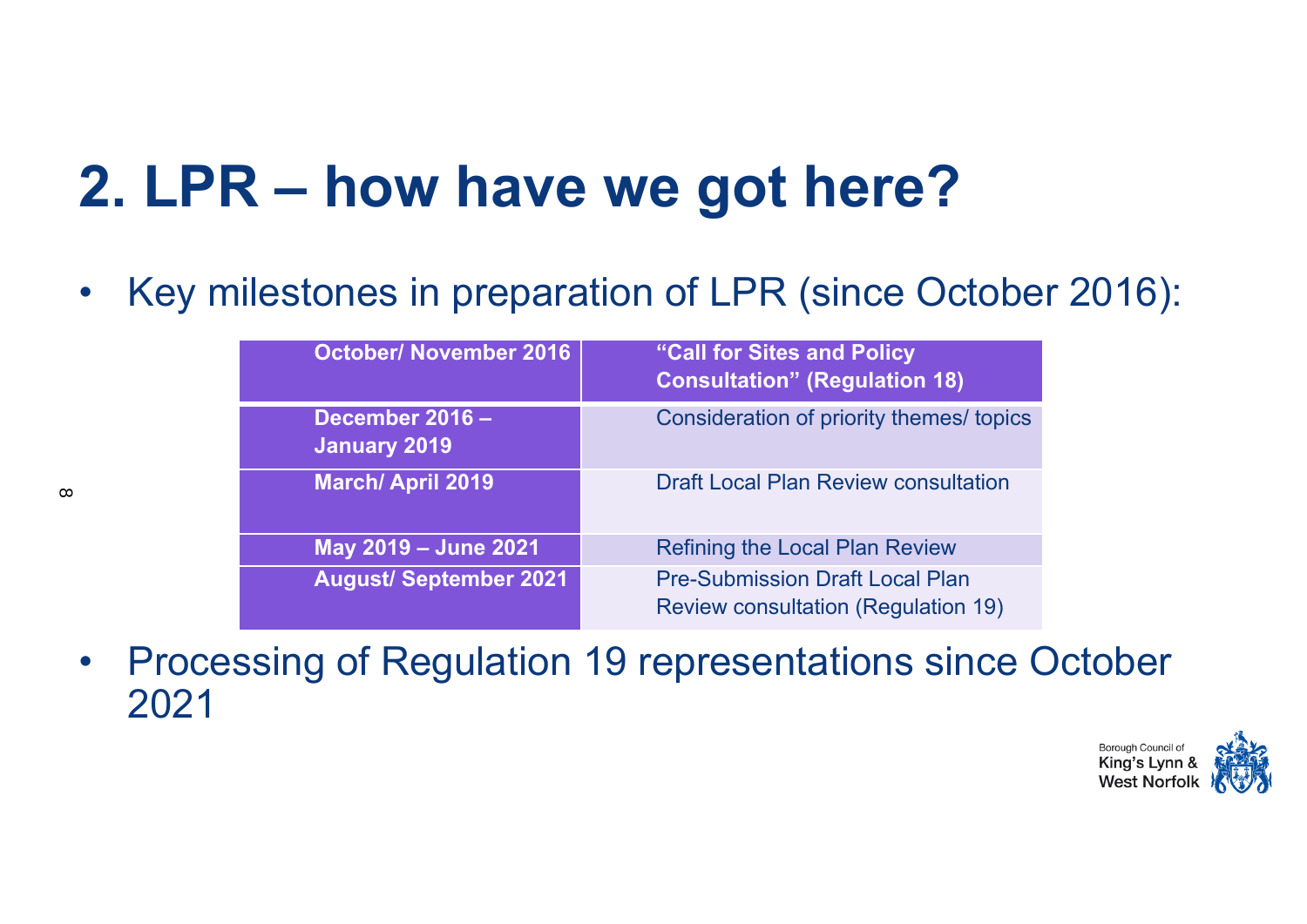# 2. LPR – how have we got here?

- Key milestones in preparation of LPR (since October 2016):

| October/ November 2016 | "Call for Sites and Policy Consultation" (Regulation 18) |
|---|---|
| December 2016 – January 2019 | Consideration of priority themes/ topics |
| March/ April 2019 | Draft Local Plan Review consultation |
| May 2019 – June 2021 | Refining the Local Plan Review |
| August/ September 2021 | Pre-Submission Draft Local Plan Review consultation (Regulation 19) |

- Processing of Regulation 19 representations since October 2021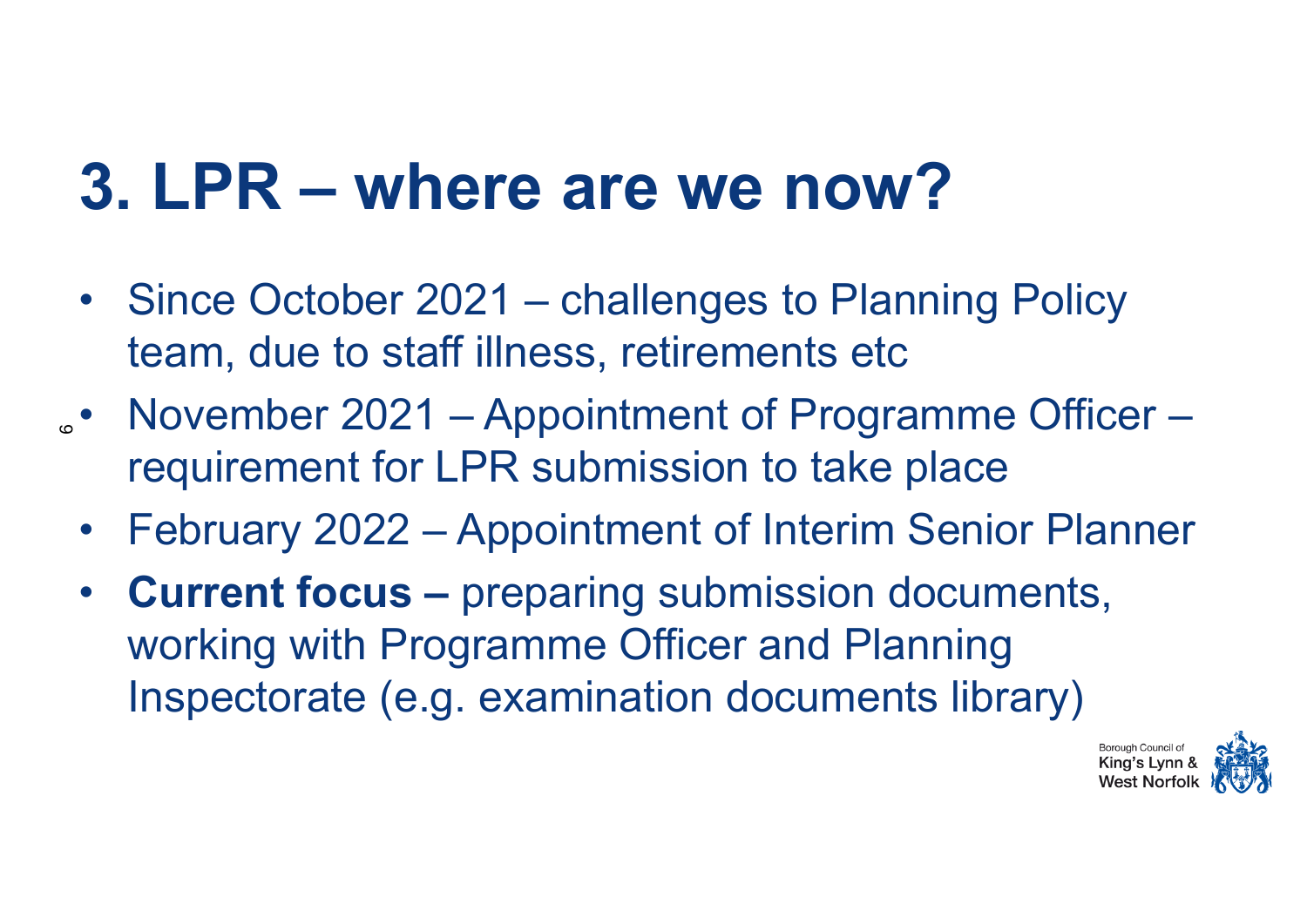# 3. LPR – where are we now?

- Since October 2021 – challenges to Planning Policy team, due to staff illness, retirements etc
- November 2021 – Appointment of Programme Officer – requirement for LPR submission to take place
- February 2022 – Appointment of Interim Senior Planner
- **Current focus –** preparing submission documents, working with Programme Officer and Planning Inspectorate (e.g. examination documents library)

Borough Council of King's Lynn & West Norfolk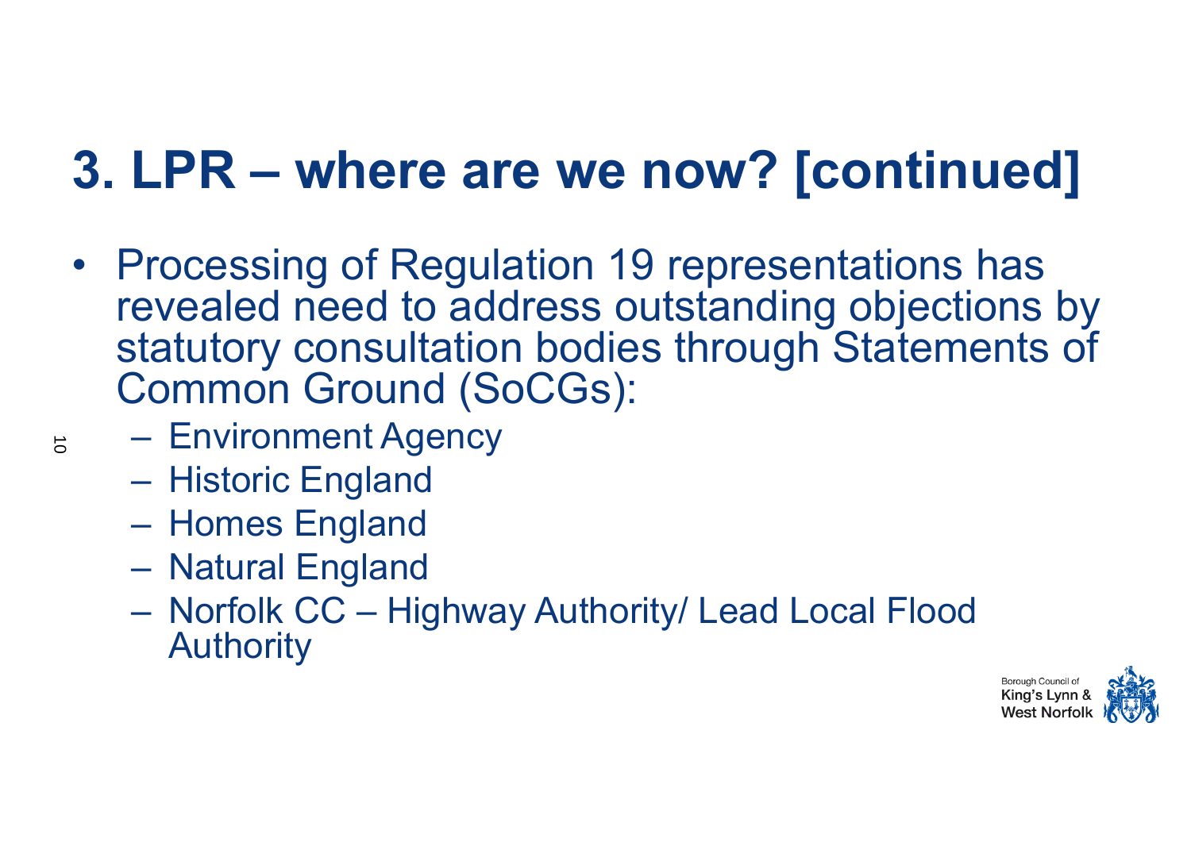# 3. LPR – where are we now? [continued]

- Processing of Regulation 19 representations has revealed need to address outstanding objections by statutory consultation bodies through Statements of Common Ground (SoCGs):
  - Environment Agency
  - Historic England
  - Homes England
  - Natural England
  - Norfolk CC – Highway Authority/ Lead Local Flood Authority

Borough Council of King's Lynn & West Norfolk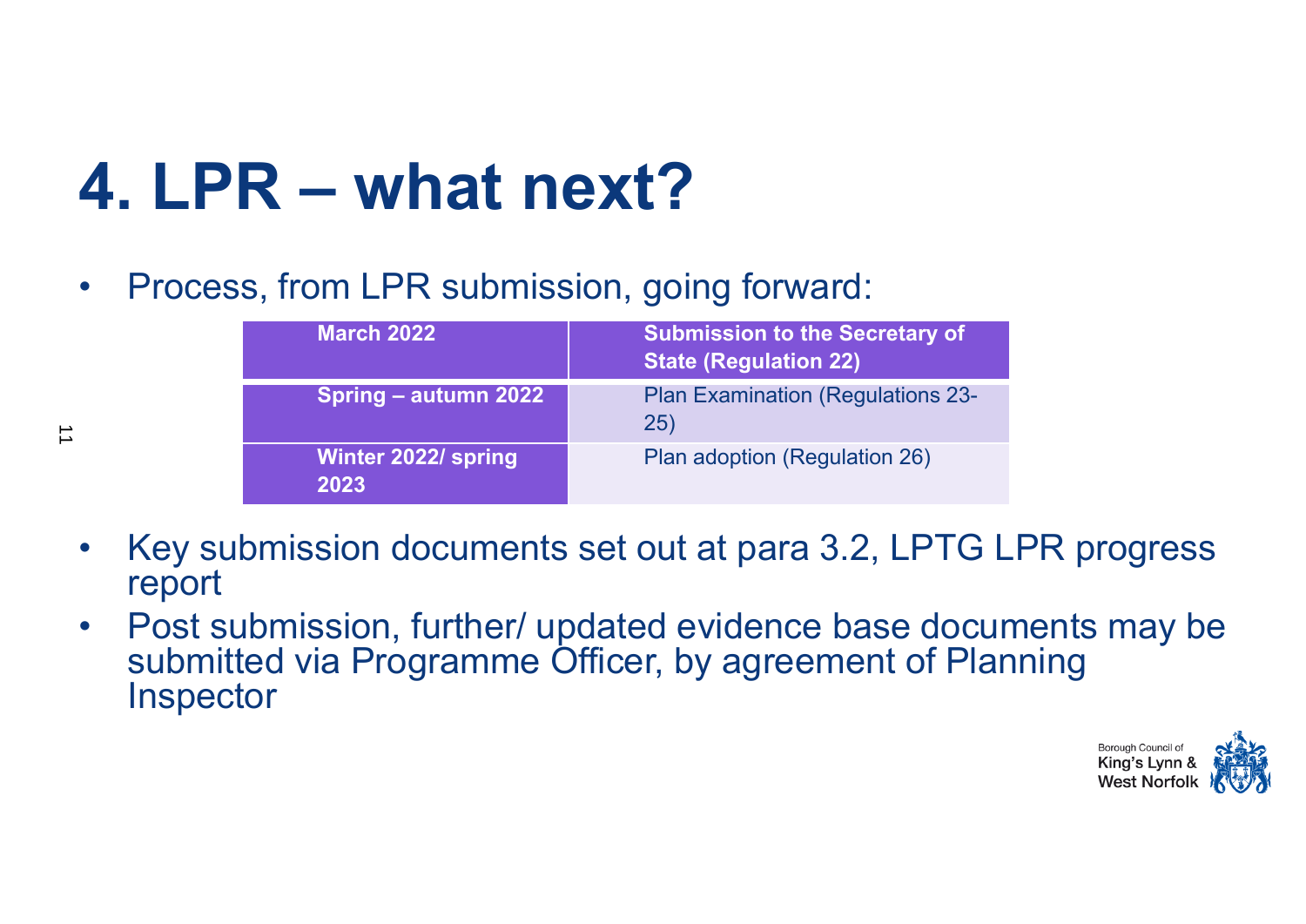# 4. LPR – what next?

- Process, from LPR submission, going forward:

| March 2022 | Submission to the Secretary of State (Regulation 22) |
|---|---|
| Spring – autumn 2022 | Plan Examination (Regulations 23-25) |
| Winter 2022/ spring 2023 | Plan adoption (Regulation 26) |

- Key submission documents set out at para 3.2, LPTG LPR progress report
- Post submission, further/ updated evidence base documents may be submitted via Programme Officer, by agreement of Planning Inspector

Borough Council of King's Lynn & West Norfolk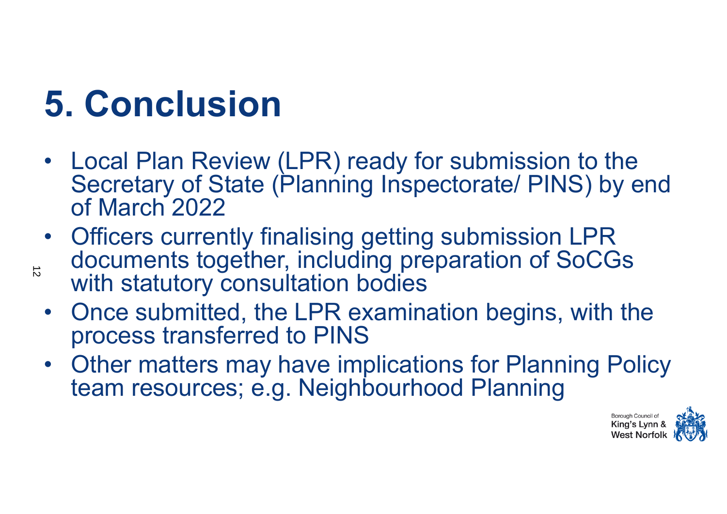# 5. Conclusion

- Local Plan Review (LPR) ready for submission to the Secretary of State (Planning Inspectorate/ PINS) by end of March 2022
- Officers currently finalising getting submission LPR documents together, including preparation of SoCGs with statutory consultation bodies
- Once submitted, the LPR examination begins, with the process transferred to PINS
- Other matters may have implications for Planning Policy team resources; e.g. Neighbourhood Planning

Borough Council of King's Lynn & West Norfolk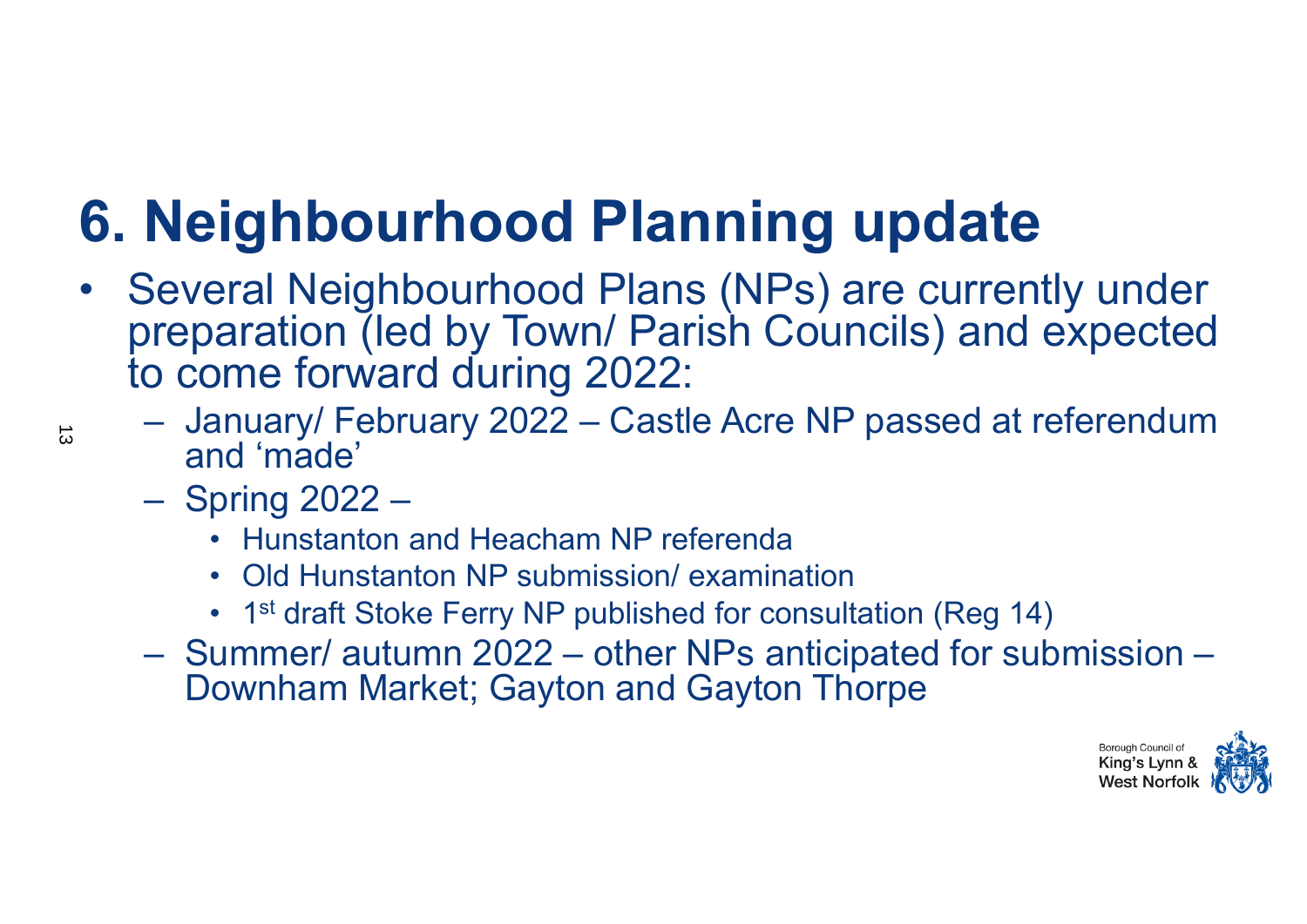# 6. Neighbourhood Planning update

- Several Neighbourhood Plans (NPs) are currently under preparation (led by Town/ Parish Councils) and expected to come forward during 2022:
  - January/ February 2022 – Castle Acre NP passed at referendum and 'made'
  - Spring 2022 –
    - Hunstanton and Heacham NP referenda
    - Old Hunstanton NP submission/ examination
    - 1st draft Stoke Ferry NP published for consultation (Reg 14)
  - Summer/ autumn 2022 – other NPs anticipated for submission – Downham Market; Gayton and Gayton Thorpe

Borough Council of King's Lynn & West Norfolk